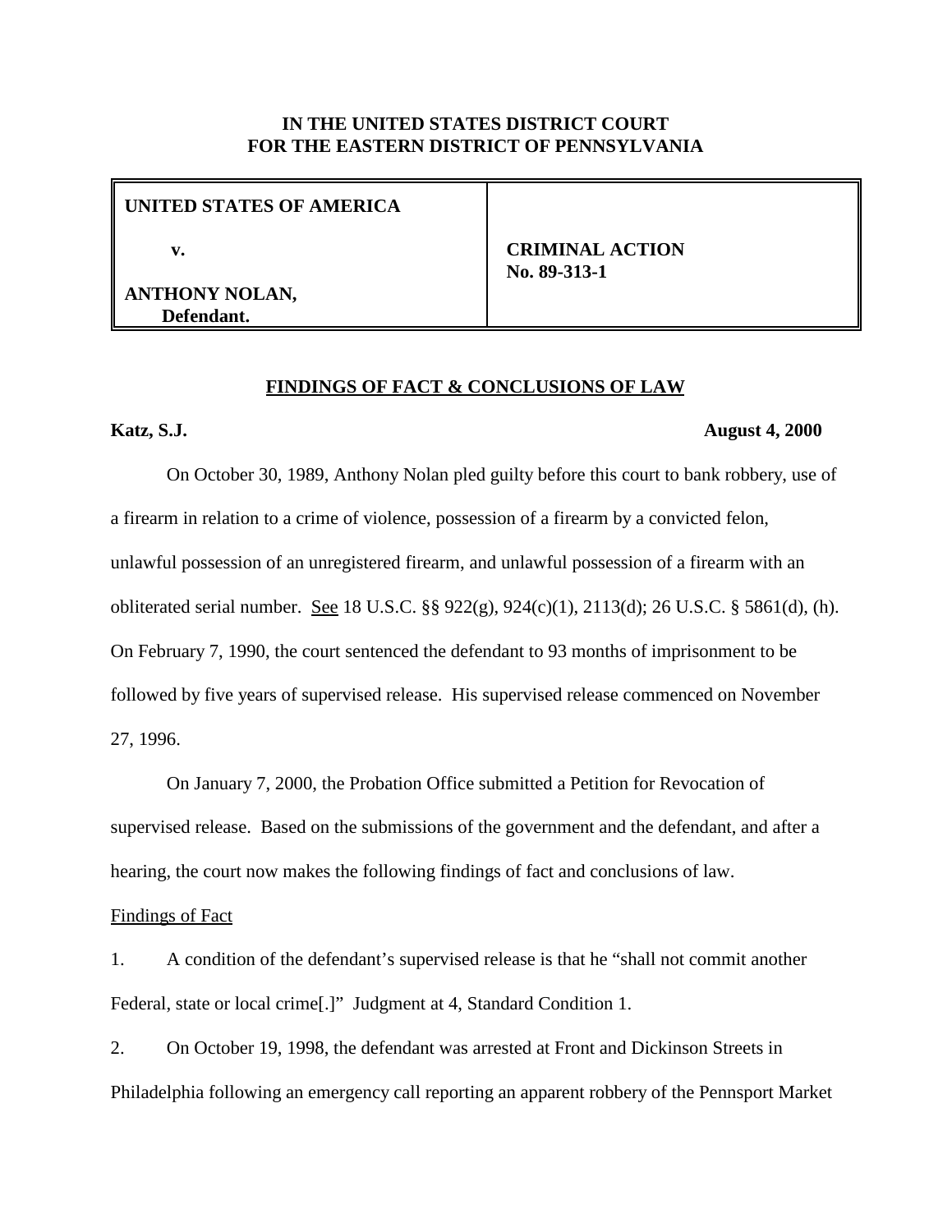**IN THE UNITED STATES DISTRICT COURT**
**FOR THE EASTERN DISTRICT OF PENNSYLVANIA**

| UNITED STATES OF AMERICA<br><br>v.<br><br>ANTHONY NOLAN,<br>Defendant. | CRIMINAL ACTION<br>No. 89-313-1 |
|---|---|

## FINDINGS OF FACT & CONCLUSIONS OF LAW

**Katz, S.J.** **August 4, 2000**

On October 30, 1989, Anthony Nolan pled guilty before this court to bank robbery, use of a firearm in relation to a crime of violence, possession of a firearm by a convicted felon, unlawful possession of an unregistered firearm, and unlawful possession of a firearm with an obliterated serial number. See 18 U.S.C. §§ 922(g), 924(c)(1), 2113(d); 26 U.S.C. § 5861(d), (h). On February 7, 1990, the court sentenced the defendant to 93 months of imprisonment to be followed by five years of supervised release. His supervised release commenced on November 27, 1996.

On January 7, 2000, the Probation Office submitted a Petition for Revocation of supervised release. Based on the submissions of the government and the defendant, and after a hearing, the court now makes the following findings of fact and conclusions of law.

Findings of Fact

1. A condition of the defendant's supervised release is that he "shall not commit another Federal, state or local crime[.]" Judgment at 4, Standard Condition 1.

2. On October 19, 1998, the defendant was arrested at Front and Dickinson Streets in Philadelphia following an emergency call reporting an apparent robbery of the Pennsport Market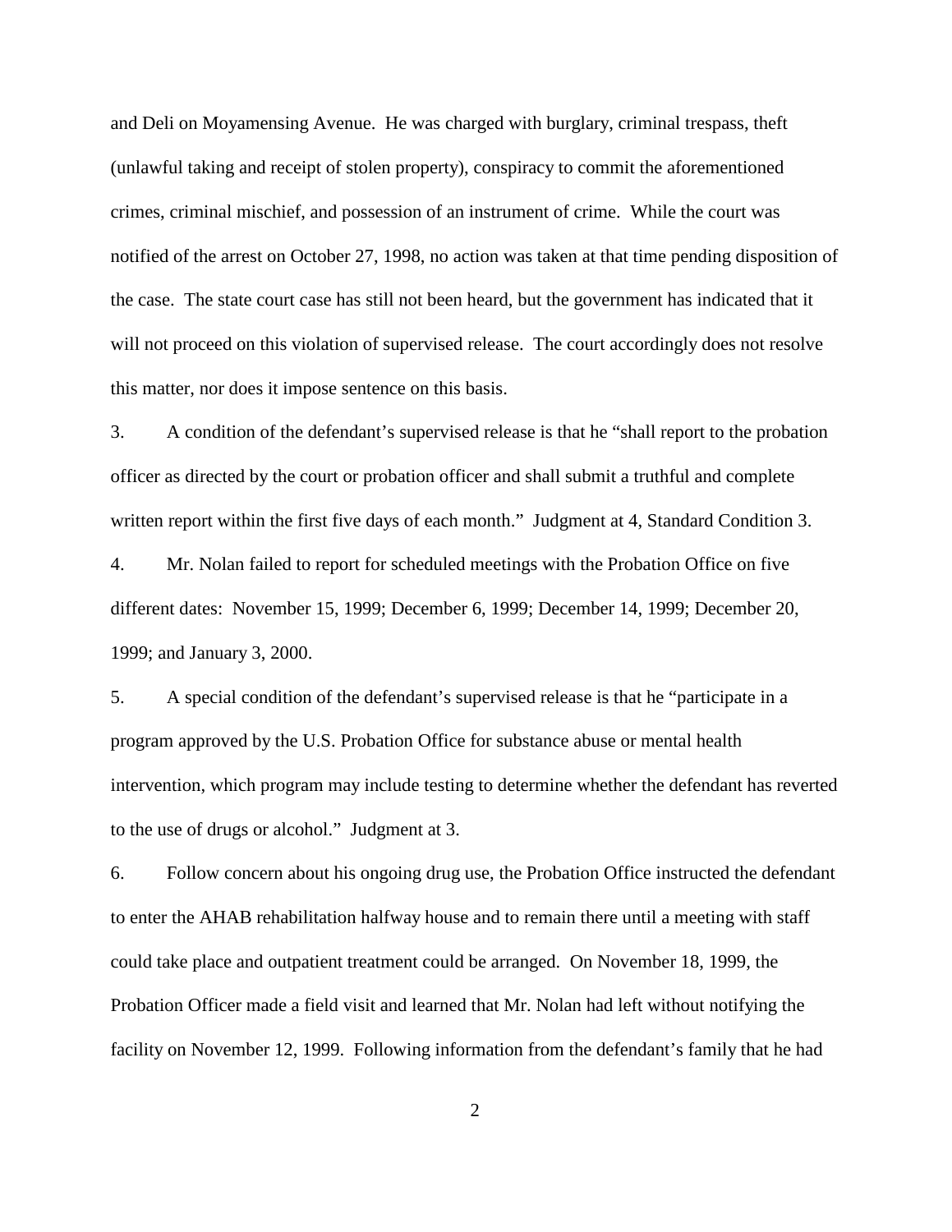and Deli on Moyamensing Avenue. He was charged with burglary, criminal trespass, theft (unlawful taking and receipt of stolen property), conspiracy to commit the aforementioned crimes, criminal mischief, and possession of an instrument of crime. While the court was notified of the arrest on October 27, 1998, no action was taken at that time pending disposition of the case. The state court case has still not been heard, but the government has indicated that it will not proceed on this violation of supervised release. The court accordingly does not resolve this matter, nor does it impose sentence on this basis.

3. A condition of the defendant's supervised release is that he "shall report to the probation officer as directed by the court or probation officer and shall submit a truthful and complete written report within the first five days of each month." Judgment at 4, Standard Condition 3.

4. Mr. Nolan failed to report for scheduled meetings with the Probation Office on five different dates: November 15, 1999; December 6, 1999; December 14, 1999; December 20, 1999; and January 3, 2000.

5. A special condition of the defendant's supervised release is that he "participate in a program approved by the U.S. Probation Office for substance abuse or mental health intervention, which program may include testing to determine whether the defendant has reverted to the use of drugs or alcohol." Judgment at 3.

6. Follow concern about his ongoing drug use, the Probation Office instructed the defendant to enter the AHAB rehabilitation halfway house and to remain there until a meeting with staff could take place and outpatient treatment could be arranged. On November 18, 1999, the Probation Officer made a field visit and learned that Mr. Nolan had left without notifying the facility on November 12, 1999. Following information from the defendant's family that he had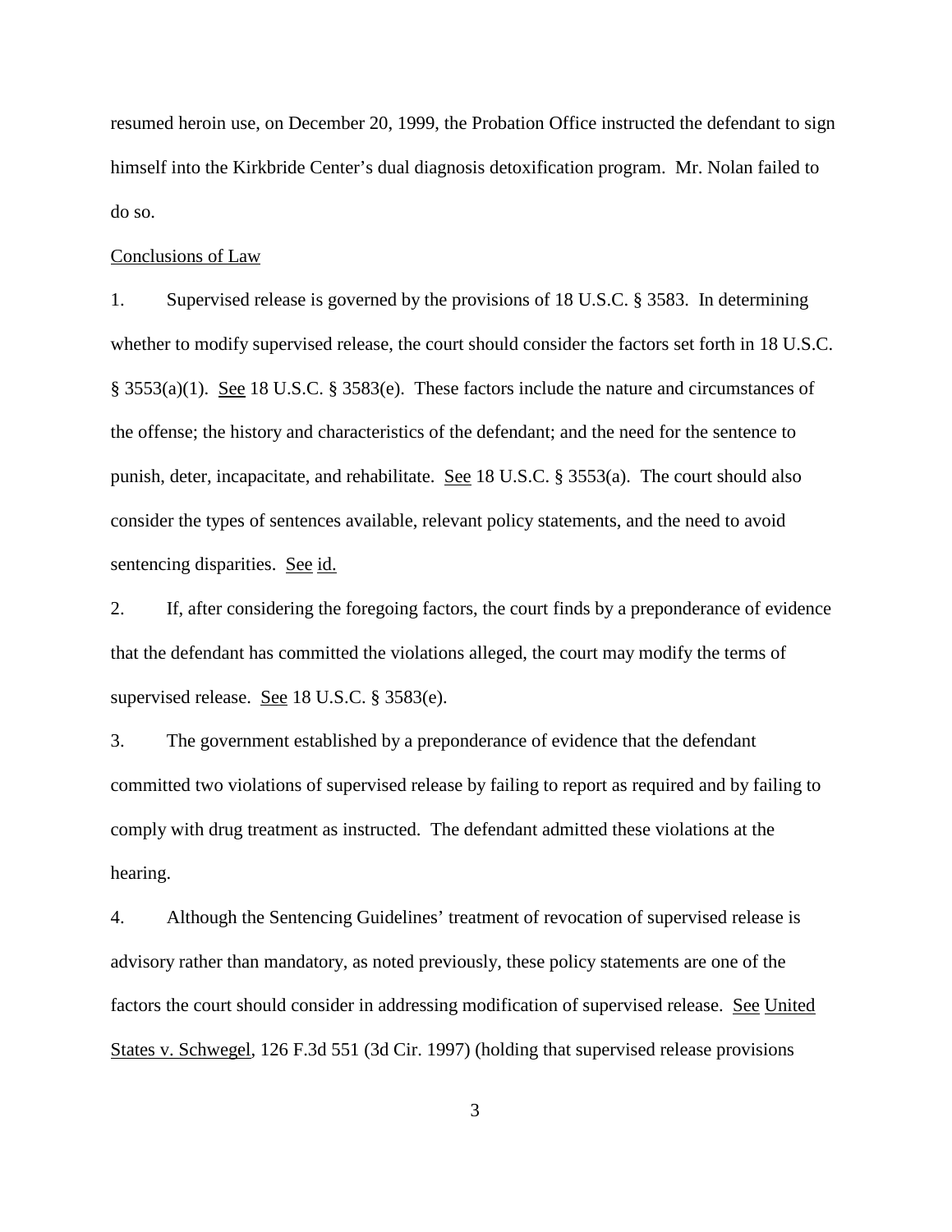resumed heroin use, on December 20, 1999, the Probation Office instructed the defendant to sign himself into the Kirkbride Center's dual diagnosis detoxification program. Mr. Nolan failed to do so.

Conclusions of Law

1. Supervised release is governed by the provisions of 18 U.S.C. § 3583. In determining whether to modify supervised release, the court should consider the factors set forth in 18 U.S.C. § 3553(a)(1). See 18 U.S.C. § 3583(e). These factors include the nature and circumstances of the offense; the history and characteristics of the defendant; and the need for the sentence to punish, deter, incapacitate, and rehabilitate. See 18 U.S.C. § 3553(a). The court should also consider the types of sentences available, relevant policy statements, and the need to avoid sentencing disparities. See id.

2. If, after considering the foregoing factors, the court finds by a preponderance of evidence that the defendant has committed the violations alleged, the court may modify the terms of supervised release. See 18 U.S.C. § 3583(e).

3. The government established by a preponderance of evidence that the defendant committed two violations of supervised release by failing to report as required and by failing to comply with drug treatment as instructed. The defendant admitted these violations at the hearing.

4. Although the Sentencing Guidelines' treatment of revocation of supervised release is advisory rather than mandatory, as noted previously, these policy statements are one of the factors the court should consider in addressing modification of supervised release. See United States v. Schwegel, 126 F.3d 551 (3d Cir. 1997) (holding that supervised release provisions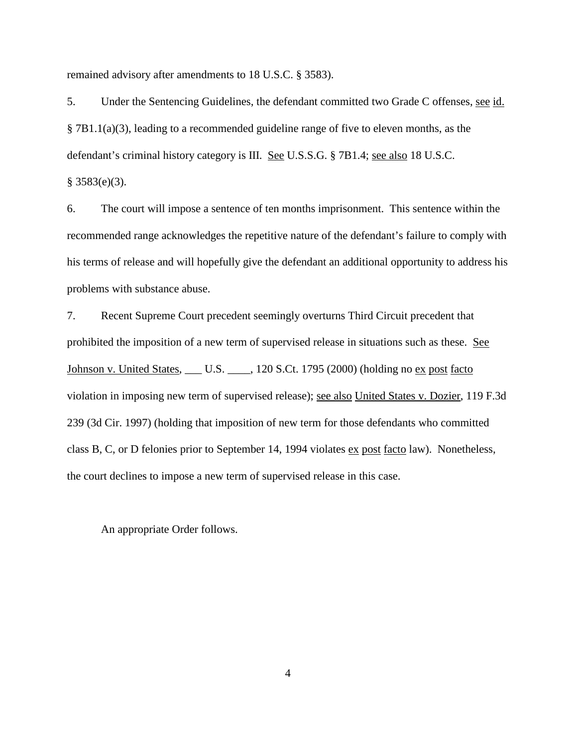remained advisory after amendments to 18 U.S.C. § 3583).

5. Under the Sentencing Guidelines, the defendant committed two Grade C offenses, see id. § 7B1.1(a)(3), leading to a recommended guideline range of five to eleven months, as the defendant's criminal history category is III. See U.S.S.G. § 7B1.4; see also 18 U.S.C. § 3583(e)(3).

6. The court will impose a sentence of ten months imprisonment. This sentence within the recommended range acknowledges the repetitive nature of the defendant's failure to comply with his terms of release and will hopefully give the defendant an additional opportunity to address his problems with substance abuse.

7. Recent Supreme Court precedent seemingly overturns Third Circuit precedent that prohibited the imposition of a new term of supervised release in situations such as these. See Johnson v. United States, ___ U.S. ____, 120 S.Ct. 1795 (2000) (holding no ex post facto violation in imposing new term of supervised release); see also United States v. Dozier, 119 F.3d 239 (3d Cir. 1997) (holding that imposition of new term for those defendants who committed class B, C, or D felonies prior to September 14, 1994 violates ex post facto law). Nonetheless, the court declines to impose a new term of supervised release in this case.

An appropriate Order follows.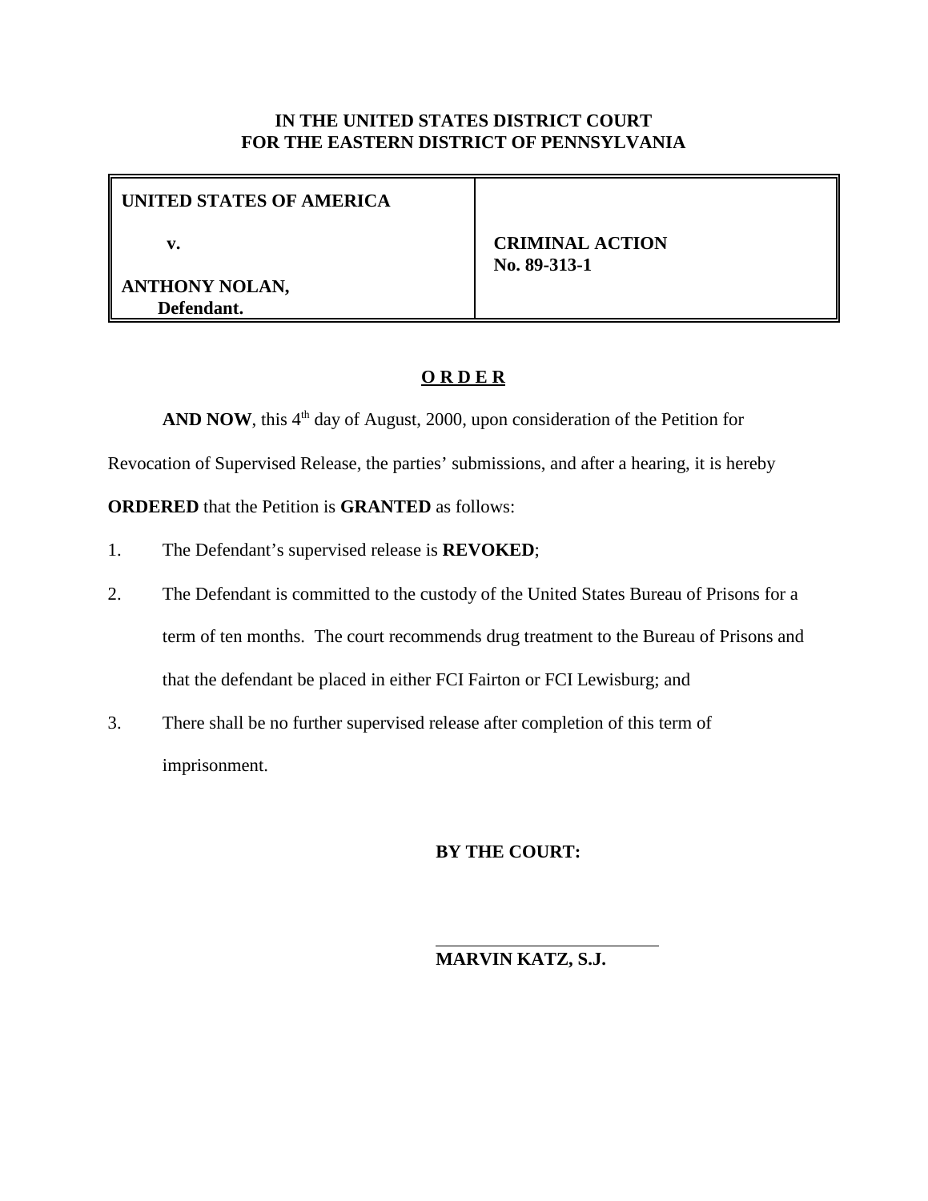**IN THE UNITED STATES DISTRICT COURT**
**FOR THE EASTERN DISTRICT OF PENNSYLVANIA**

| | |
|---|---|
| **UNITED STATES OF AMERICA**<br><br>**v.**<br><br>**ANTHONY NOLAN,**<br>**Defendant.** | **CRIMINAL ACTION**<br>**No. 89-313-1** |

**O R D E R**

**AND NOW**, this 4th day of August, 2000, upon consideration of the Petition for Revocation of Supervised Release, the parties' submissions, and after a hearing, it is hereby **ORDERED** that the Petition is **GRANTED** as follows:

1. The Defendant's supervised release is **REVOKED**;
2. The Defendant is committed to the custody of the United States Bureau of Prisons for a term of ten months. The court recommends drug treatment to the Bureau of Prisons and that the defendant be placed in either FCI Fairton or FCI Lewisburg; and
3. There shall be no further supervised release after completion of this term of imprisonment.

**BY THE COURT:**

______________________________
**MARVIN KATZ, S.J.**